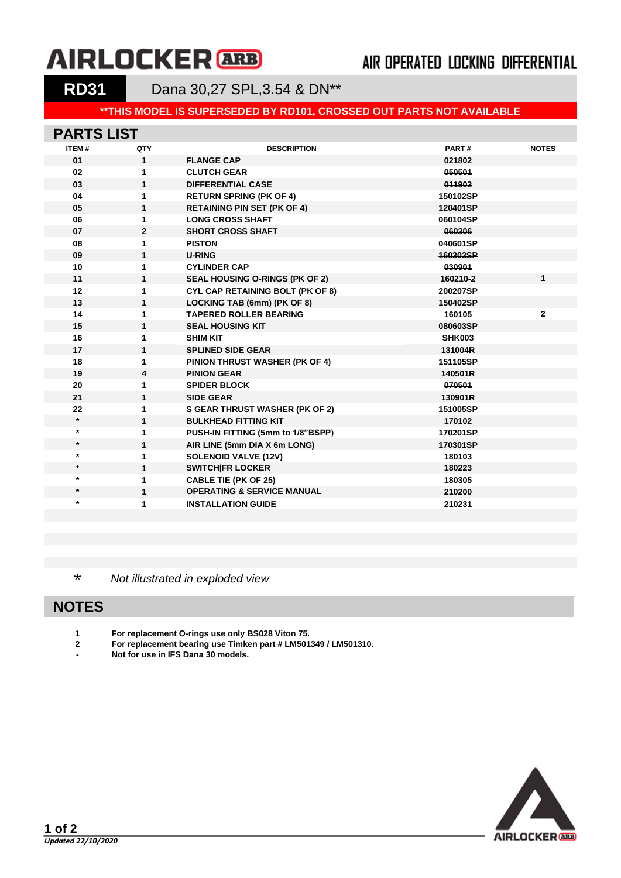# AIRLOCKER ARB

## AIR OPERATED LOCKING DIFFERENTIAL

## RD31 Dana 30,27 SPL,3.54 & DN**

**\*\*THIS MODEL IS SUPERSEDED BY RD101, CROSSED OUT PARTS NOT AVAILABLE**

## PARTS LIST

| ITEM # | QTY | DESCRIPTION | PART # | NOTES |
|---|---|---|---|---|
| 01 | 1 | FLANGE CAP | ~~021802~~ | |
| 02 | 1 | CLUTCH GEAR | ~~050501~~ | |
| 03 | 1 | DIFFERENTIAL CASE | ~~011902~~ | |
| 04 | 1 | RETURN SPRING (PK OF 4) | 150102SP | |
| 05 | 1 | RETAINING PIN SET (PK OF 4) | 120401SP | |
| 06 | 1 | LONG CROSS SHAFT | 060104SP | |
| 07 | 2 | SHORT CROSS SHAFT | ~~060306~~ | |
| 08 | 1 | PISTON | 040601SP | |
| 09 | 1 | U-RING | ~~160303SP~~ | |
| 10 | 1 | CYLINDER CAP | ~~030901~~ | |
| 11 | 1 | SEAL HOUSING O-RINGS (PK OF 2) | 160210-2 | 1 |
| 12 | 1 | CYL CAP RETAINING BOLT (PK OF 8) | 200207SP | |
| 13 | 1 | LOCKING TAB (6mm) (PK OF 8) | 150402SP | |
| 14 | 1 | TAPERED ROLLER BEARING | 160105 | 2 |
| 15 | 1 | SEAL HOUSING KIT | 080603SP | |
| 16 | 1 | SHIM KIT | SHK003 | |
| 17 | 1 | SPLINED SIDE GEAR | 131004R | |
| 18 | 1 | PINION THRUST WASHER (PK OF 4) | 151105SP | |
| 19 | 4 | PINION GEAR | 140501R | |
| 20 | 1 | SPIDER BLOCK | ~~070501~~ | |
| 21 | 1 | SIDE GEAR | 130901R | |
| 22 | 1 | S GEAR THRUST WASHER (PK OF 2) | 151005SP | |
| * | 1 | BULKHEAD FITTING KIT | 170102 | |
| * | 1 | PUSH-IN FITTING (5mm to 1/8"BSPP) | 170201SP | |
| * | 1 | AIR LINE (5mm DIA X 6m LONG) | 170301SP | |
| * | 1 | SOLENOID VALVE (12V) | 180103 | |
| * | 1 | SWITCH\|FR LOCKER | 180223 | |
| * | 1 | CABLE TIE (PK OF 25) | 180305 | |
| * | 1 | OPERATING & SERVICE MANUAL | 210200 | |
| * | 1 | INSTALLATION GUIDE | 210231 | |

\* *Not illustrated in exploded view*

## NOTES

| | |
|---|---|
| **1** | **For replacement O-rings use only BS028 Viton 75.** |
| **2** | **For replacement bearing use Timken part # LM501349 / LM501310.** |
| **-** | **Not for use in IFS Dana 30 models.** |

*Updated 22/10/2020*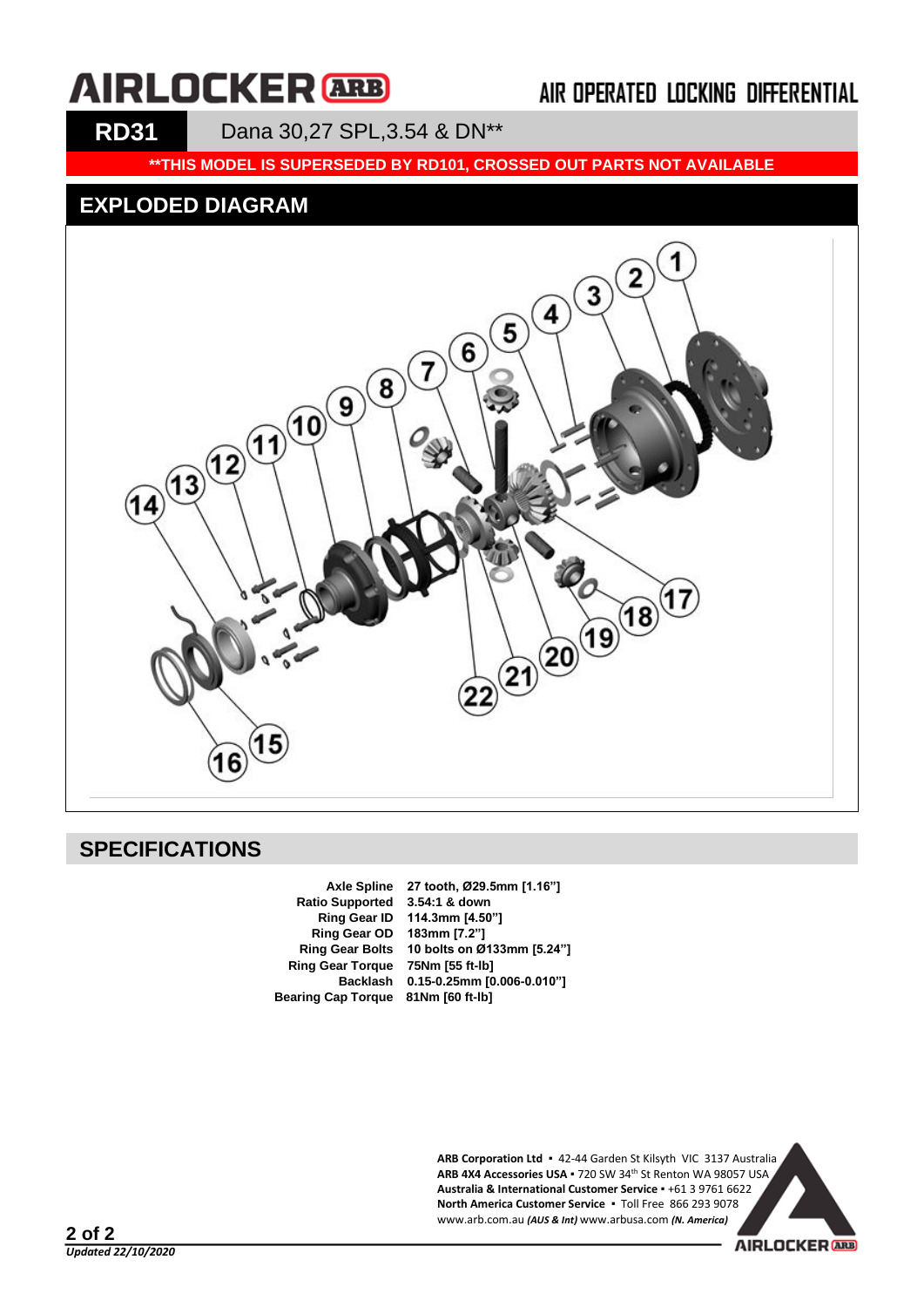# AIRLOCKER ARB

AIR OPERATED LOCKING DIFFERENTIAL

**RD31** Dana 30,27 SPL,3.54 & DN**

**\*\*THIS MODEL IS SUPERSEDED BY RD101, CROSSED OUT PARTS NOT AVAILABLE**

## EXPLODED DIAGRAM

1
2
3
4
5
6
7
8
9
10
11
12
13
14
15
16
17
18
19
20
21
22

## SPECIFICATIONS

| | |
|---|---|
| **Axle Spline** | **27 tooth, Ø29.5mm [1.16"]** |
| **Ratio Supported** | **3.54:1 & down** |
| **Ring Gear ID** | **114.3mm [4.50"]** |
| **Ring Gear OD** | **183mm [7.2"]** |
| **Ring Gear Bolts** | **10 bolts on Ø133mm [5.24"]** |
| **Ring Gear Torque** | **75Nm [55 ft-lb]** |
| **Backlash** | **0.15-0.25mm [0.006-0.010"]** |
| **Bearing Cap Torque** | **81Nm [60 ft-lb]** |

**ARB Corporation Ltd** ▪ 42-44 Garden St Kilsyth VIC 3137 Australia
**ARB 4X4 Accessories USA** ▪ 720 SW 34th St Renton WA 98057 USA
**Australia & International Customer Service** ▪ +61 3 9761 6622
**North America Customer Service** ▪ Toll Free 866 293 9078
www.arb.com.au ***(AUS & Int)*** www.arbusa.com ***(N. America)***

AIRLOCKER ARB

***Updated 22/10/2020***